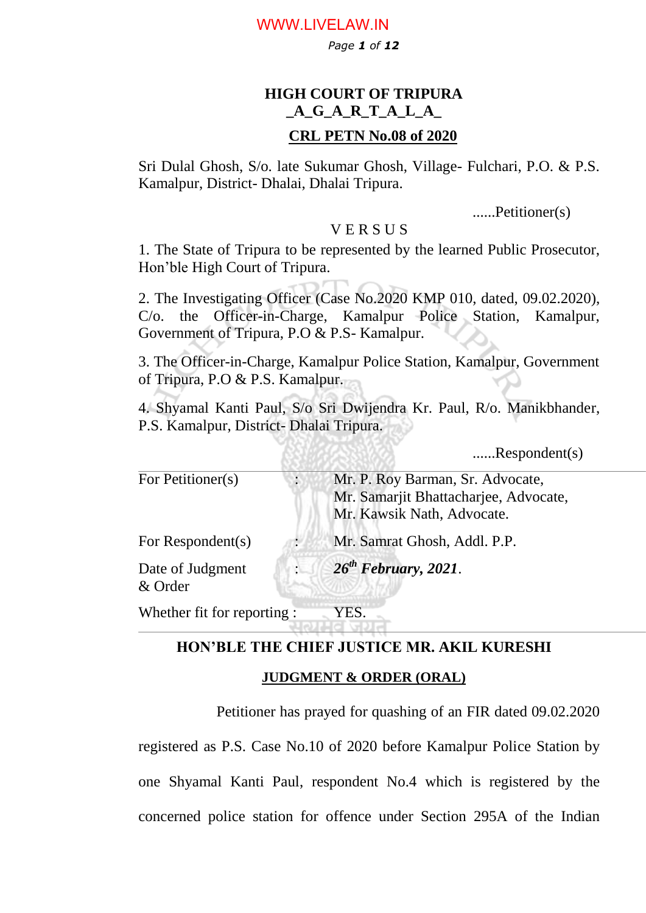# HIGH COURT OF TRIPURA
## _A_G_A_R_T_A_L_A_

**CRL PETN No.08 of 2020**

Sri Dulal Ghosh, S/o. late Sukumar Ghosh, Village- Fulchari, P.O. & P.S. Kamalpur, District- Dhalai, Dhalai Tripura.

......Petitioner(s)

V E R S U S

1. The State of Tripura to be represented by the learned Public Prosecutor, Hon'ble High Court of Tripura.

2. The Investigating Officer (Case No.2020 KMP 010, dated, 09.02.2020), C/o. the Officer-in-Charge, Kamalpur Police Station, Kamalpur, Government of Tripura, P.O & P.S- Kamalpur.

3. The Officer-in-Charge, Kamalpur Police Station, Kamalpur, Government of Tripura, P.O & P.S. Kamalpur.

4. Shyamal Kanti Paul, S/o Sri Dwijendra Kr. Paul, R/o. Manikbhander, P.S. Kamalpur, District- Dhalai Tripura.

......Respondent(s)

| | | |
|---|---|---|
| For Petitioner(s) | : | Mr. P. Roy Barman, Sr. Advocate,<br>Mr. Samarjit Bhattacharjee, Advocate,<br>Mr. Kawsik Nath, Advocate. |
| For Respondent(s) | : | Mr. Samrat Ghosh, Addl. P.P. |
| Date of Judgment & Order | : | ***26th February, 2021***. |
| Whether fit for reporting : | | YES. |

**HON'BLE THE CHIEF JUSTICE MR. AKIL KURESHI**

**JUDGMENT & ORDER (ORAL)**

Petitioner has prayed for quashing of an FIR dated 09.02.2020 registered as P.S. Case No.10 of 2020 before Kamalpur Police Station by one Shyamal Kanti Paul, respondent No.4 which is registered by the concerned police station for offence under Section 295A of the Indian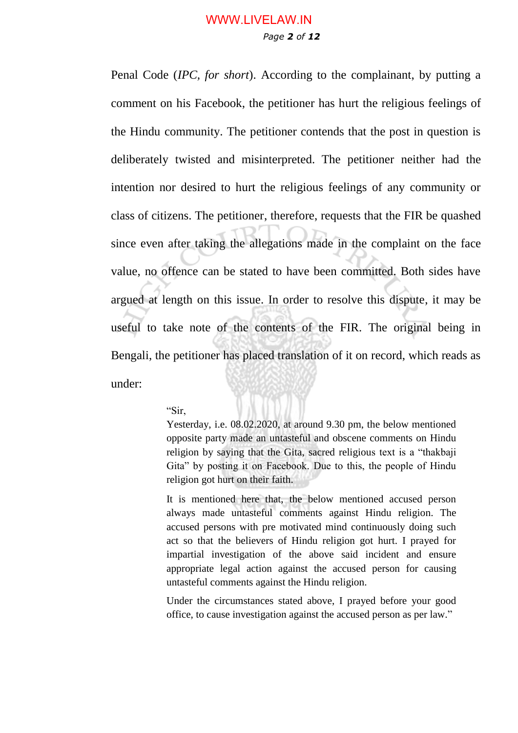Penal Code (*IPC, for short*). According to the complainant, by putting a comment on his Facebook, the petitioner has hurt the religious feelings of the Hindu community. The petitioner contends that the post in question is deliberately twisted and misinterpreted. The petitioner neither had the intention nor desired to hurt the religious feelings of any community or class of citizens. The petitioner, therefore, requests that the FIR be quashed since even after taking the allegations made in the complaint on the face value, no offence can be stated to have been committed. Both sides have argued at length on this issue. In order to resolve this dispute, it may be useful to take note of the contents of the FIR. The original being in Bengali, the petitioner has placed translation of it on record, which reads as under:

> "Sir,
> Yesterday, i.e. 08.02.2020, at around 9.30 pm, the below mentioned opposite party made an untasteful and obscene comments on Hindu religion by saying that the Gita, sacred religious text is a "thakbaji Gita" by posting it on Facebook. Due to this, the people of Hindu religion got hurt on their faith.
>
> It is mentioned here that, the below mentioned accused person always made untasteful comments against Hindu religion. The accused persons with pre motivated mind continuously doing such act so that the believers of Hindu religion got hurt. I prayed for impartial investigation of the above said incident and ensure appropriate legal action against the accused person for causing untasteful comments against the Hindu religion.
>
> Under the circumstances stated above, I prayed before your good office, to cause investigation against the accused person as per law."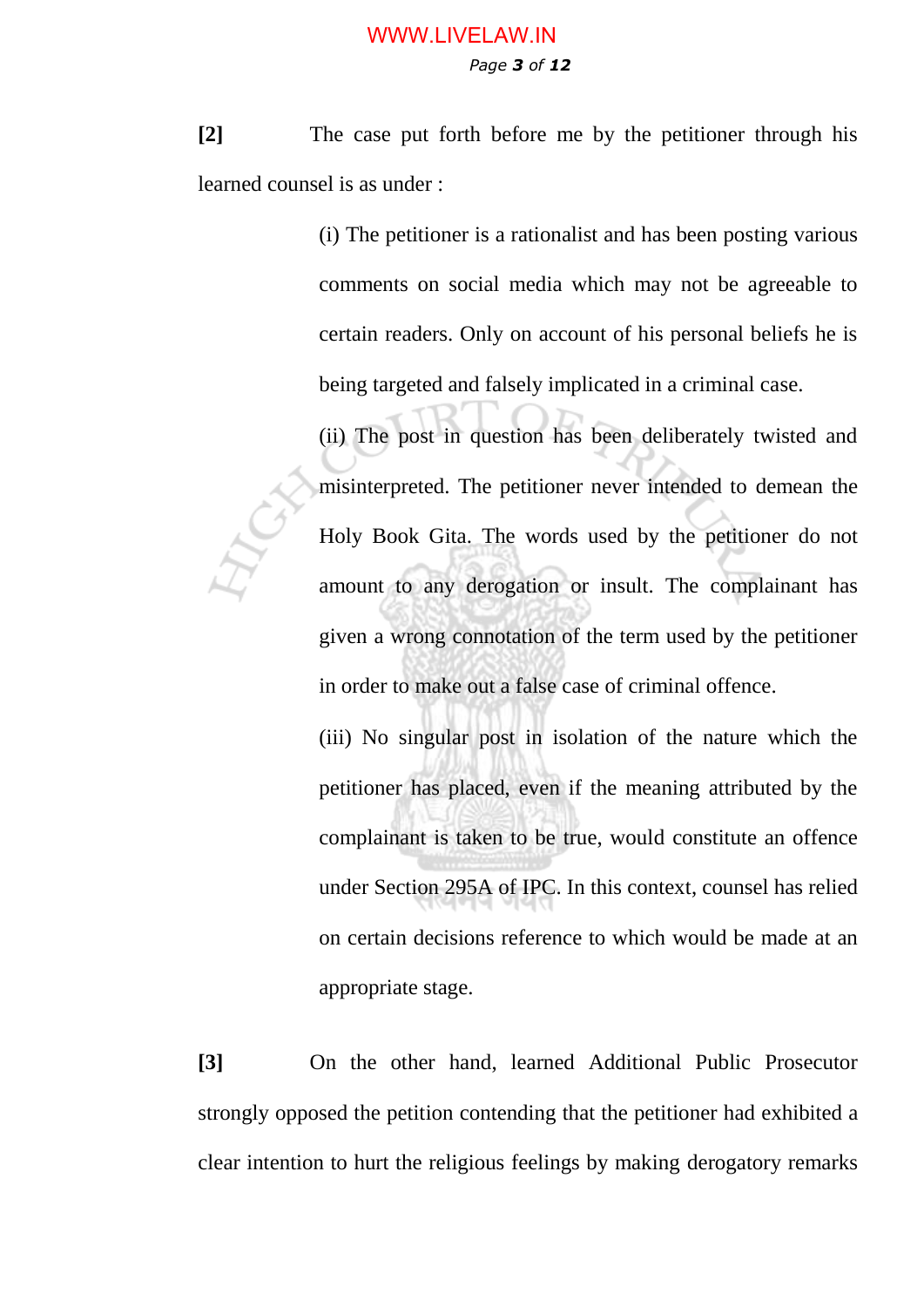**[2]** The case put forth before me by the petitioner through his learned counsel is as under :

> (i) The petitioner is a rationalist and has been posting various comments on social media which may not be agreeable to certain readers. Only on account of his personal beliefs he is being targeted and falsely implicated in a criminal case.
>
> (ii) The post in question has been deliberately twisted and misinterpreted. The petitioner never intended to demean the Holy Book Gita. The words used by the petitioner do not amount to any derogation or insult. The complainant has given a wrong connotation of the term used by the petitioner in order to make out a false case of criminal offence.
>
> (iii) No singular post in isolation of the nature which the petitioner has placed, even if the meaning attributed by the complainant is taken to be true, would constitute an offence under Section 295A of IPC. In this context, counsel has relied on certain decisions reference to which would be made at an appropriate stage.

**[3]** On the other hand, learned Additional Public Prosecutor strongly opposed the petition contending that the petitioner had exhibited a clear intention to hurt the religious feelings by making derogatory remarks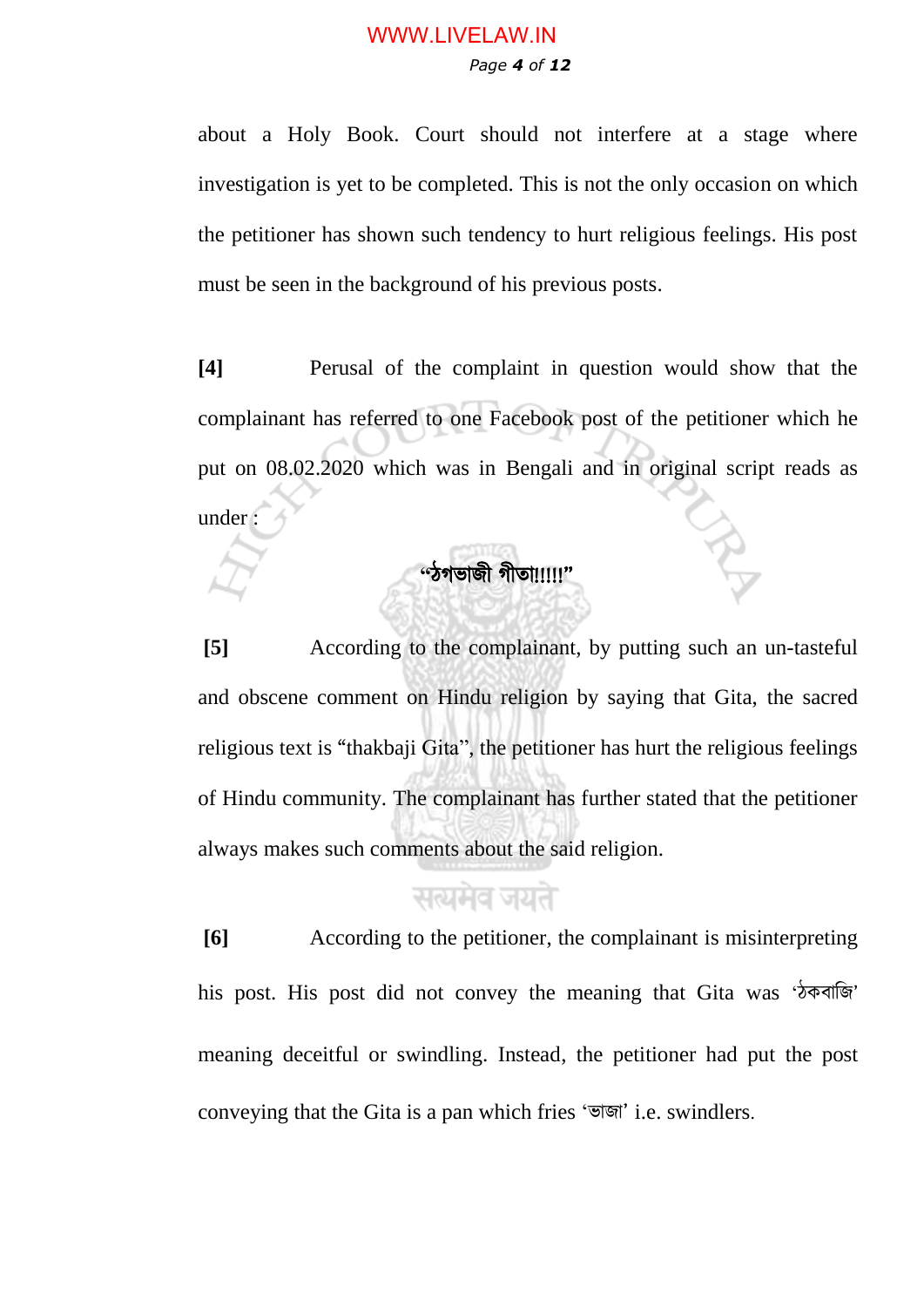about a Holy Book. Court should not interfere at a stage where investigation is yet to be completed. This is not the only occasion on which the petitioner has shown such tendency to hurt religious feelings. His post must be seen in the background of his previous posts.

**[4]** Perusal of the complaint in question would show that the complainant has referred to one Facebook post of the petitioner which he put on 08.02.2020 which was in Bengali and in original script reads as under :

"ঠগভাজী গীতা!!!!!"

**[5]** According to the complainant, by putting such an un-tasteful and obscene comment on Hindu religion by saying that Gita, the sacred religious text is "thakbaji Gita", the petitioner has hurt the religious feelings of Hindu community. The complainant has further stated that the petitioner always makes such comments about the said religion.

**[6]** According to the petitioner, the complainant is misinterpreting his post. His post did not convey the meaning that Gita was 'ঠকবাজি' meaning deceitful or swindling. Instead, the petitioner had put the post conveying that the Gita is a pan which fries 'ভাজা' i.e. swindlers.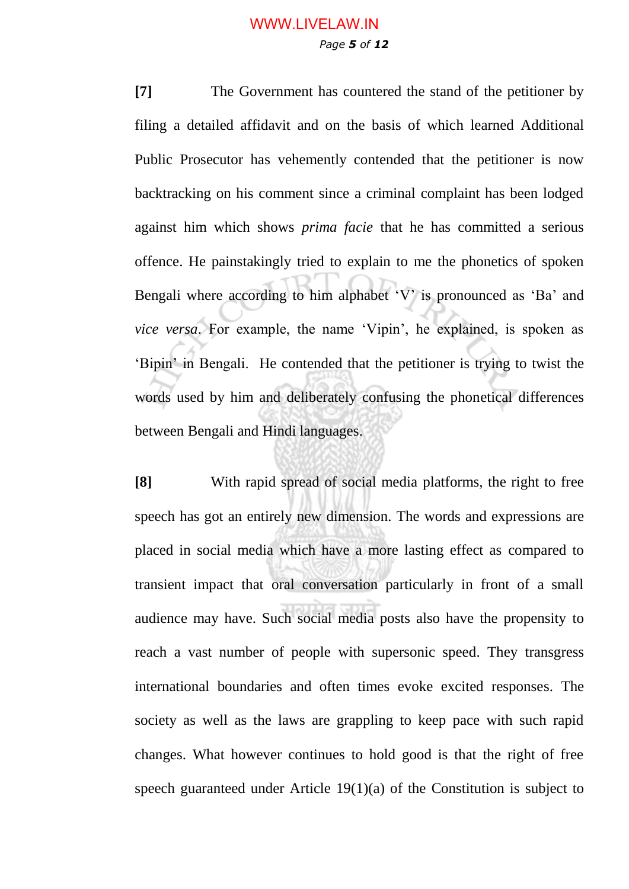**[7]** The Government has countered the stand of the petitioner by filing a detailed affidavit and on the basis of which learned Additional Public Prosecutor has vehemently contended that the petitioner is now backtracking on his comment since a criminal complaint has been lodged against him which shows *prima facie* that he has committed a serious offence. He painstakingly tried to explain to me the phonetics of spoken Bengali where according to him alphabet 'V' is pronounced as 'Ba' and *vice versa*. For example, the name 'Vipin', he explained, is spoken as 'Bipin' in Bengali. He contended that the petitioner is trying to twist the words used by him and deliberately confusing the phonetical differences between Bengali and Hindi languages.

**[8]** With rapid spread of social media platforms, the right to free speech has got an entirely new dimension. The words and expressions are placed in social media which have a more lasting effect as compared to transient impact that oral conversation particularly in front of a small audience may have. Such social media posts also have the propensity to reach a vast number of people with supersonic speed. They transgress international boundaries and often times evoke excited responses. The society as well as the laws are grappling to keep pace with such rapid changes. What however continues to hold good is that the right of free speech guaranteed under Article 19(1)(a) of the Constitution is subject to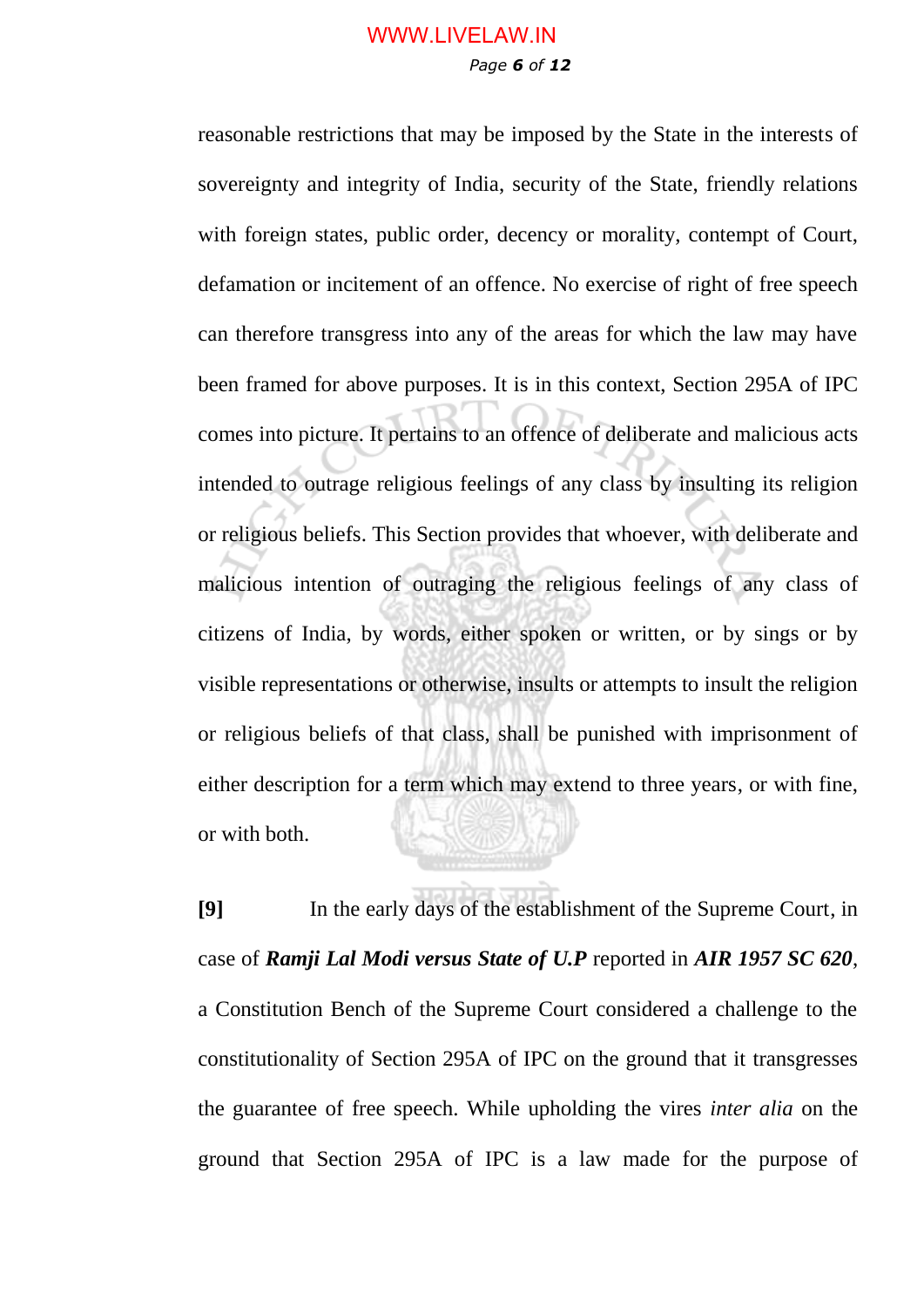reasonable restrictions that may be imposed by the State in the interests of sovereignty and integrity of India, security of the State, friendly relations with foreign states, public order, decency or morality, contempt of Court, defamation or incitement of an offence. No exercise of right of free speech can therefore transgress into any of the areas for which the law may have been framed for above purposes. It is in this context, Section 295A of IPC comes into picture. It pertains to an offence of deliberate and malicious acts intended to outrage religious feelings of any class by insulting its religion or religious beliefs. This Section provides that whoever, with deliberate and malicious intention of outraging the religious feelings of any class of citizens of India, by words, either spoken or written, or by sings or by visible representations or otherwise, insults or attempts to insult the religion or religious beliefs of that class, shall be punished with imprisonment of either description for a term which may extend to three years, or with fine, or with both.

**[9]** In the early days of the establishment of the Supreme Court, in case of ***Ramji Lal Modi versus State of U.P*** reported in ***AIR 1957 SC 620***, a Constitution Bench of the Supreme Court considered a challenge to the constitutionality of Section 295A of IPC on the ground that it transgresses the guarantee of free speech. While upholding the vires *inter alia* on the ground that Section 295A of IPC is a law made for the purpose of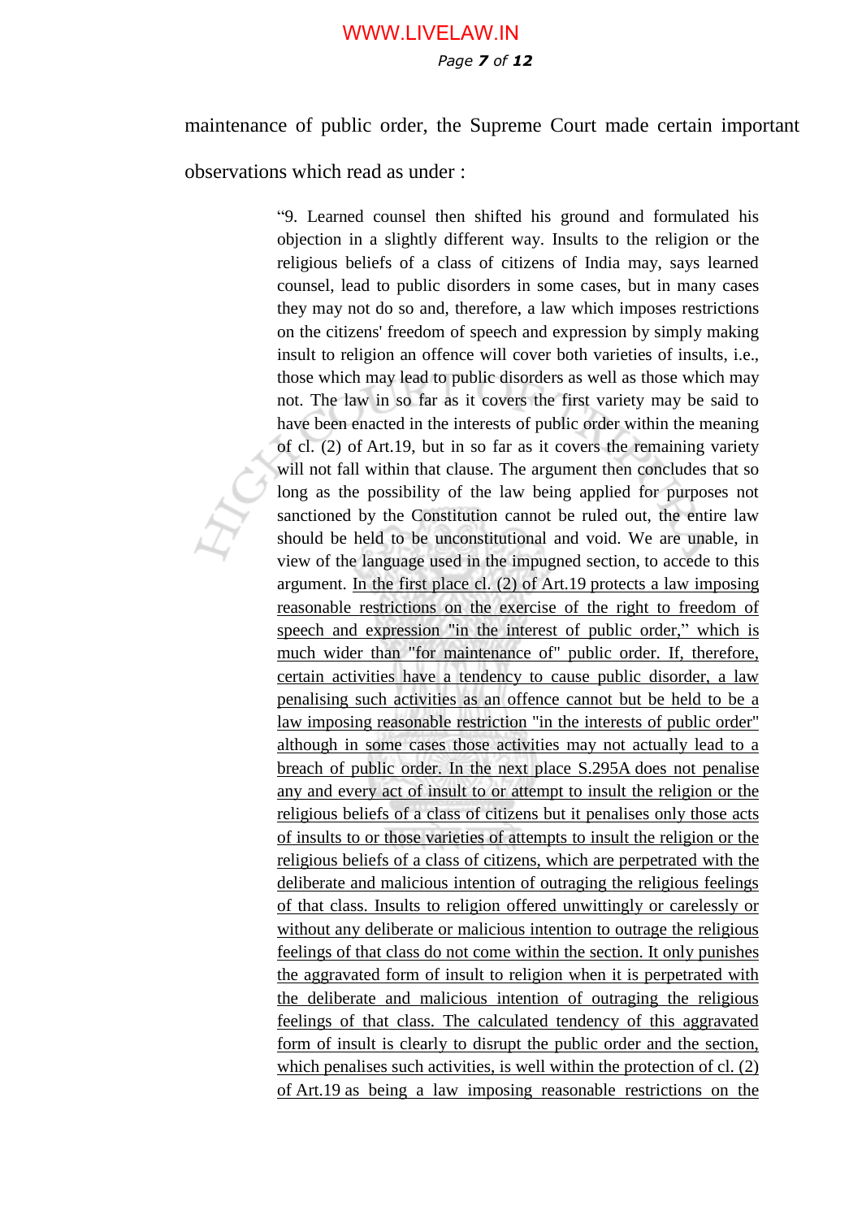maintenance of public order, the Supreme Court made certain important observations which read as under :

> "9. Learned counsel then shifted his ground and formulated his objection in a slightly different way. Insults to the religion or the religious beliefs of a class of citizens of India may, says learned counsel, lead to public disorders in some cases, but in many cases they may not do so and, therefore, a law which imposes restrictions on the citizens' freedom of speech and expression by simply making insult to religion an offence will cover both varieties of insults, i.e., those which may lead to public disorders as well as those which may not. The law in so far as it covers the first variety may be said to have been enacted in the interests of public order within the meaning of cl. (2) of Art.19, but in so far as it covers the remaining variety will not fall within that clause. The argument then concludes that so long as the possibility of the law being applied for purposes not sanctioned by the Constitution cannot be ruled out, the entire law should be held to be unconstitutional and void. We are unable, in view of the language used in the impugned section, to accede to this argument. <u>In the first place cl. (2) of Art.19 protects a law imposing reasonable restrictions on the exercise of the right to freedom of speech and expression "in the interest of public order," which is much wider than "for maintenance of" public order. If, therefore, certain activities have a tendency to cause public disorder, a law penalising such activities as an offence cannot but be held to be a law imposing reasonable restriction "in the interests of public order" although in some cases those activities may not actually lead to a breach of public order. In the next place S.295A does not penalise any and every act of insult to or attempt to insult the religion or the religious beliefs of a class of citizens but it penalises only those acts of insults to or those varieties of attempts to insult the religion or the religious beliefs of a class of citizens, which are perpetrated with the deliberate and malicious intention of outraging the religious feelings of that class. Insults to religion offered unwittingly or carelessly or without any deliberate or malicious intention to outrage the religious feelings of that class do not come within the section. It only punishes the aggravated form of insult to religion when it is perpetrated with the deliberate and malicious intention of outraging the religious feelings of that class. The calculated tendency of this aggravated form of insult is clearly to disrupt the public order and the section, which penalises such activities, is well within the protection of cl. (2) of Art.19 as being a law imposing reasonable restrictions on the</u>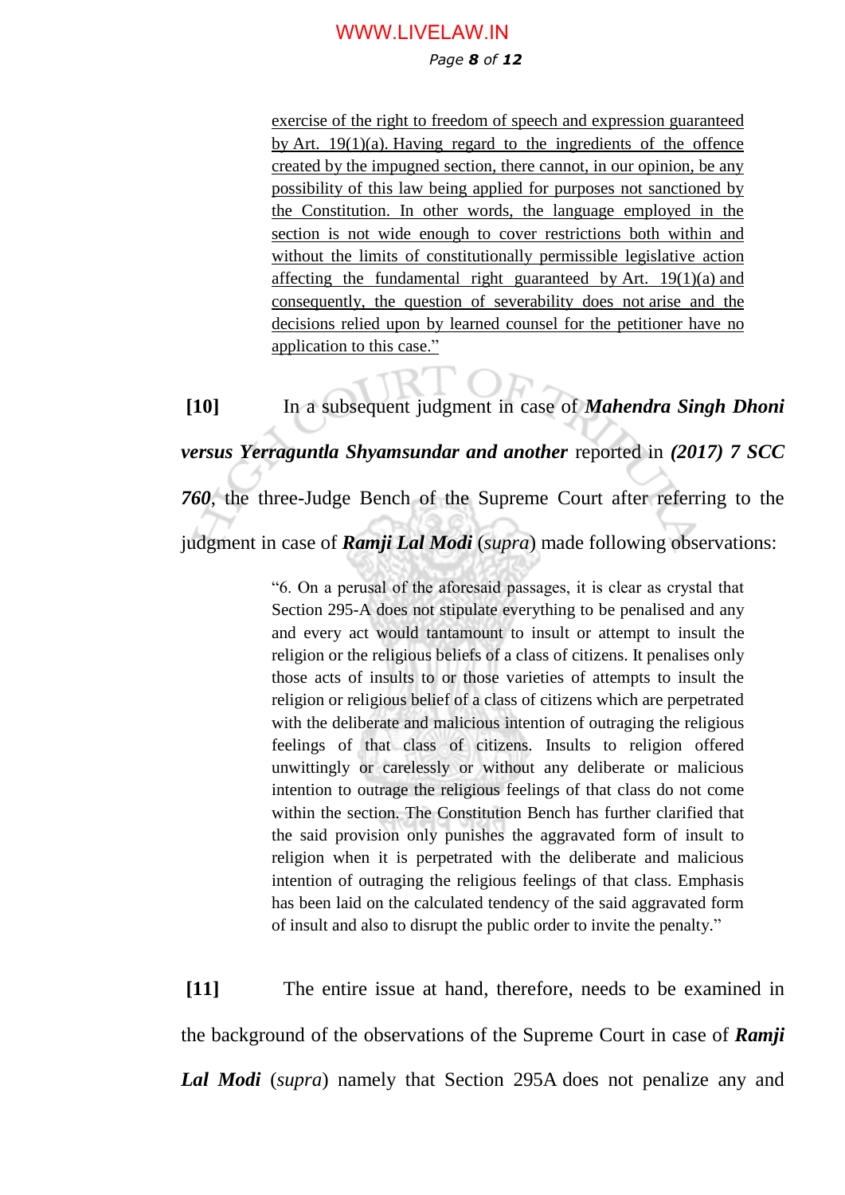exercise of the right to freedom of speech and expression guaranteed by Art. 19(1)(a). Having regard to the ingredients of the offence created by the impugned section, there cannot, in our opinion, be any possibility of this law being applied for purposes not sanctioned by the Constitution. In other words, the language employed in the section is not wide enough to cover restrictions both within and without the limits of constitutionally permissible legislative action affecting the fundamental right guaranteed by Art. 19(1)(a) and consequently, the question of severability does not arise and the decisions relied upon by learned counsel for the petitioner have no application to this case."

**[10]** In a subsequent judgment in case of ***Mahendra Singh Dhoni versus Yerraguntla Shyamsundar and another*** reported in ***(2017) 7 SCC 760***, the three-Judge Bench of the Supreme Court after referring to the judgment in case of ***Ramji Lal Modi*** (*supra*) made following observations:

> "6. On a perusal of the aforesaid passages, it is clear as crystal that Section 295-A does not stipulate everything to be penalised and any and every act would tantamount to insult or attempt to insult the religion or the religious beliefs of a class of citizens. It penalises only those acts of insults to or those varieties of attempts to insult the religion or religious belief of a class of citizens which are perpetrated with the deliberate and malicious intention of outraging the religious feelings of that class of citizens. Insults to religion offered unwittingly or carelessly or without any deliberate or malicious intention to outrage the religious feelings of that class do not come within the section. The Constitution Bench has further clarified that the said provision only punishes the aggravated form of insult to religion when it is perpetrated with the deliberate and malicious intention of outraging the religious feelings of that class. Emphasis has been laid on the calculated tendency of the said aggravated form of insult and also to disrupt the public order to invite the penalty."

**[11]** The entire issue at hand, therefore, needs to be examined in the background of the observations of the Supreme Court in case of ***Ramji Lal Modi*** (*supra*) namely that Section 295A does not penalize any and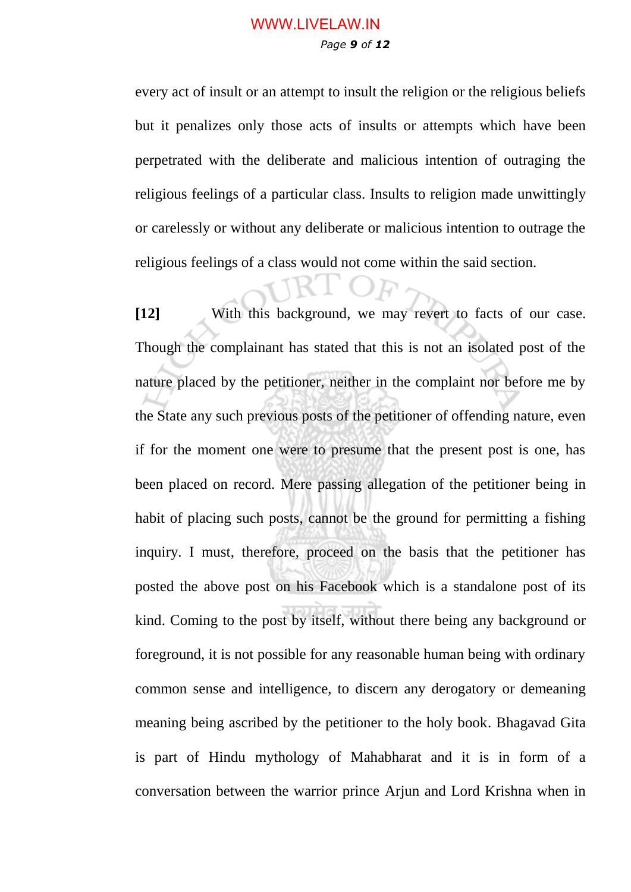every act of insult or an attempt to insult the religion or the religious beliefs but it penalizes only those acts of insults or attempts which have been perpetrated with the deliberate and malicious intention of outraging the religious feelings of a particular class. Insults to religion made unwittingly or carelessly or without any deliberate or malicious intention to outrage the religious feelings of a class would not come within the said section.

**[12]** With this background, we may revert to facts of our case. Though the complainant has stated that this is not an isolated post of the nature placed by the petitioner, neither in the complaint nor before me by the State any such previous posts of the petitioner of offending nature, even if for the moment one were to presume that the present post is one, has been placed on record. Mere passing allegation of the petitioner being in habit of placing such posts, cannot be the ground for permitting a fishing inquiry. I must, therefore, proceed on the basis that the petitioner has posted the above post on his Facebook which is a standalone post of its kind. Coming to the post by itself, without there being any background or foreground, it is not possible for any reasonable human being with ordinary common sense and intelligence, to discern any derogatory or demeaning meaning being ascribed by the petitioner to the holy book. Bhagavad Gita is part of Hindu mythology of Mahabharat and it is in form of a conversation between the warrior prince Arjun and Lord Krishna when in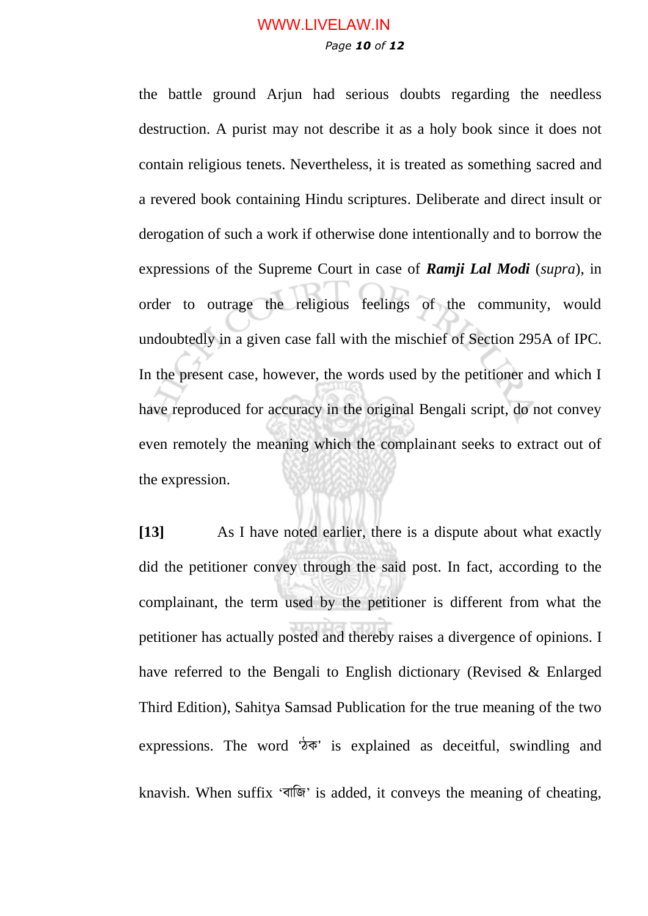the battle ground Arjun had serious doubts regarding the needless destruction. A purist may not describe it as a holy book since it does not contain religious tenets. Nevertheless, it is treated as something sacred and a revered book containing Hindu scriptures. Deliberate and direct insult or derogation of such a work if otherwise done intentionally and to borrow the expressions of the Supreme Court in case of ***Ramji Lal Modi*** (*supra*), in order to outrage the religious feelings of the community, would undoubtedly in a given case fall with the mischief of Section 295A of IPC. In the present case, however, the words used by the petitioner and which I have reproduced for accuracy in the original Bengali script, do not convey even remotely the meaning which the complainant seeks to extract out of the expression.

**[13]** As I have noted earlier, there is a dispute about what exactly did the petitioner convey through the said post. In fact, according to the complainant, the term used by the petitioner is different from what the petitioner has actually posted and thereby raises a divergence of opinions. I have referred to the Bengali to English dictionary (Revised & Enlarged Third Edition), Sahitya Samsad Publication for the true meaning of the two expressions. The word 'ঠক' is explained as deceitful, swindling and knavish. When suffix 'বাজি' is added, it conveys the meaning of cheating,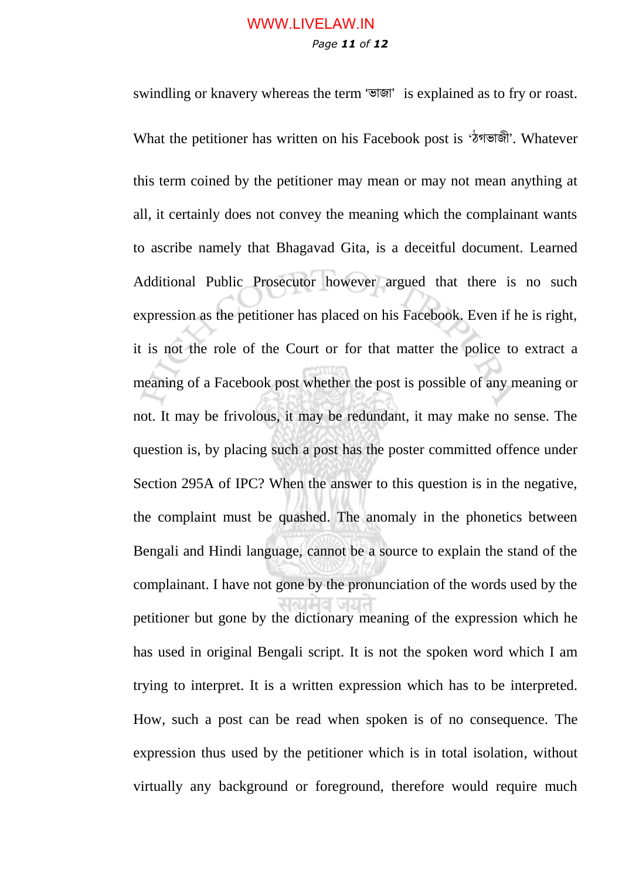swindling or knavery whereas the term 'ভাজা' is explained as to fry or roast. What the petitioner has written on his Facebook post is 'ঠগভাজী'. Whatever this term coined by the petitioner may mean or may not mean anything at all, it certainly does not convey the meaning which the complainant wants to ascribe namely that Bhagavad Gita, is a deceitful document. Learned Additional Public Prosecutor however argued that there is no such expression as the petitioner has placed on his Facebook. Even if he is right, it is not the role of the Court or for that matter the police to extract a meaning of a Facebook post whether the post is possible of any meaning or not. It may be frivolous, it may be redundant, it may make no sense. The question is, by placing such a post has the poster committed offence under Section 295A of IPC? When the answer to this question is in the negative, the complaint must be quashed. The anomaly in the phonetics between Bengali and Hindi language, cannot be a source to explain the stand of the complainant. I have not gone by the pronunciation of the words used by the petitioner but gone by the dictionary meaning of the expression which he has used in original Bengali script. It is not the spoken word which I am trying to interpret. It is a written expression which has to be interpreted. How, such a post can be read when spoken is of no consequence. The expression thus used by the petitioner which is in total isolation, without virtually any background or foreground, therefore would require much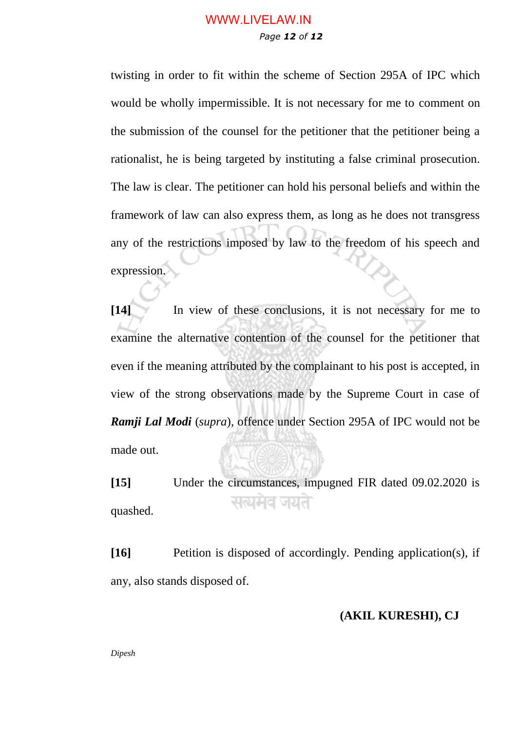twisting in order to fit within the scheme of Section 295A of IPC which would be wholly impermissible. It is not necessary for me to comment on the submission of the counsel for the petitioner that the petitioner being a rationalist, he is being targeted by instituting a false criminal prosecution. The law is clear. The petitioner can hold his personal beliefs and within the framework of law can also express them, as long as he does not transgress any of the restrictions imposed by law to the freedom of his speech and expression.

**[14]** In view of these conclusions, it is not necessary for me to examine the alternative contention of the counsel for the petitioner that even if the meaning attributed by the complainant to his post is accepted, in view of the strong observations made by the Supreme Court in case of ***Ramji Lal Modi*** (*supra*), offence under Section 295A of IPC would not be made out.

**[15]** Under the circumstances, impugned FIR dated 09.02.2020 is quashed.

**[16]** Petition is disposed of accordingly. Pending application(s), if any, also stands disposed of.

**(AKIL KURESHI), CJ**

*Dipesh*